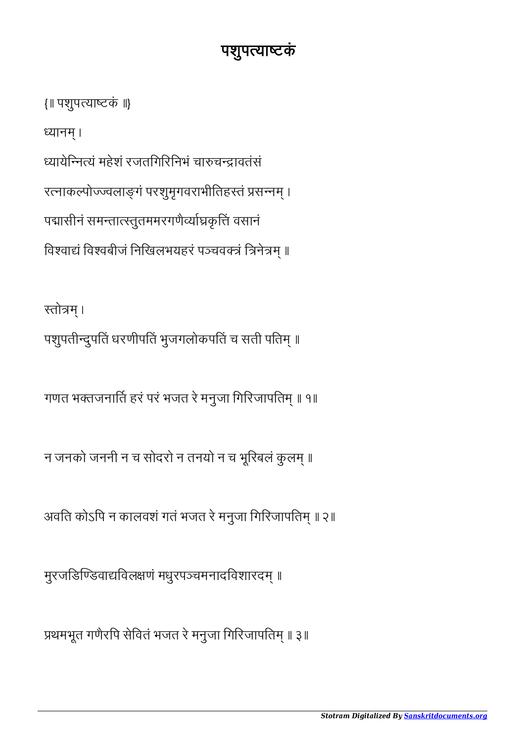# पशुपत्याष्टकं

{॥ पशुपत्याष्टकं ॥}

ध्यानम् ।

ध्यायेन्नित्यं महेशं रजतगिरिनिभं चारुचन्द्रावतंसं

रत्नाकल्पोज्ज्वलाङ्गं परशुमृगवराभीतिहस्तं प्रसन्नम् ।

पद्मासीनं समन्तात्स्तुतममरगणैर्व्याघ्रकृत्तिं वसानं

विश्वाद्यं विश्वबीजं निखिलभयहरं पञ्चवक्त्रं त्रिनेत्रम् ॥

स्तोत्रम् ।

पशुपतीन्दुपतिं धरणीपतिं भुजगलोकपतिं च सती पतिम् ॥

गणत भक्तजनार्ति हरं परं भजत रे मनुजा गिरिजापतिम् ॥ १॥

न जनको जननी न च सोदरो न तनयो न च भूरिबलं कुलम् ॥

अवति कोऽपि न कालवशं गतं भजत रे मनुजा गिरिजापतिम् ॥ २॥

मुरजडिण्डिवाद्यविलक्षणं मधुरपञ्चमनादविशारदम् ॥

प्रथमभूत गणैरपि सेवितं भजत रे मनुजा गिरिजापतिम् ॥ ३॥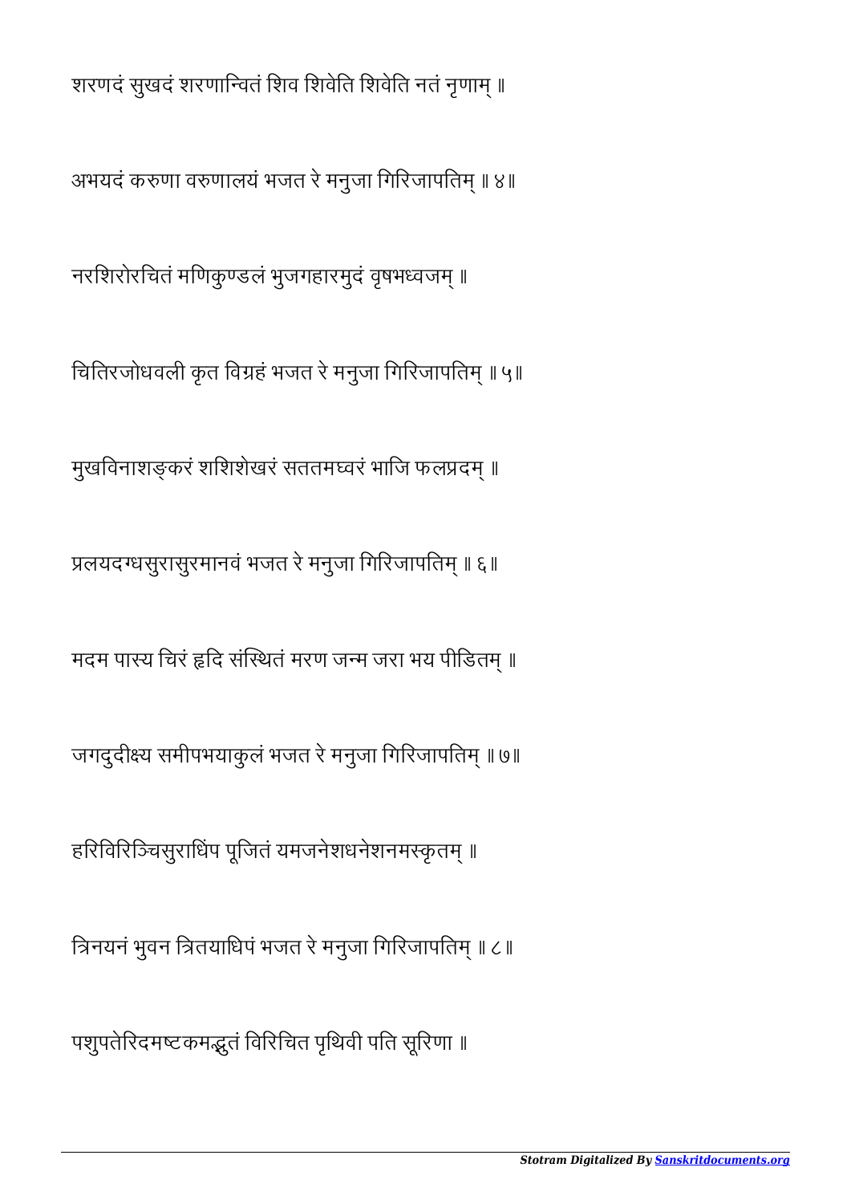शरणदं सुखदं शरणान्वितं शिव शिवेति शिवेति नतं नृणाम् ॥

अभयदं करुणा वरुणालयं भजत रे मनुजा गिरिजापतिम् ॥ ४॥

नरशिरोरचितं मणिकुण्डलं भुजगहारमुदं वृषभध्वजम् ॥

चितिरजोधवली कृत विग्रहं भजत रे मनुजा गिरिजापतिम् ॥ ५॥

मुखविनाशङ्करं शशिशेखरं सततमघ्वरं भाजि फलप्रदम् ॥

प्रलयदग्धसुरासुरमानवं भजत रे मनुजा गिरिजापतिम् ॥ ६॥

मदम पास्य चिरं हृदि संस्थितं मरण जन्म जरा भय पीडितम् ॥

जगदुदीक्ष्य समीपभयाकुलं भजत रे मनुजा गिरिजापतिम् ॥ ७॥

हरिविरिञ्चिसुराधिंप पूजितं यमजनेशधनेशनमस्कृतम् ॥

त्रिनयनं भुवन त्रितयाधिपं भजत रे मनुजा गिरिजापतिम् ॥ ८॥

पशुपतेरिदमष्टकमद्भुतं विरिचित पृथिवी पति सूरिणा ॥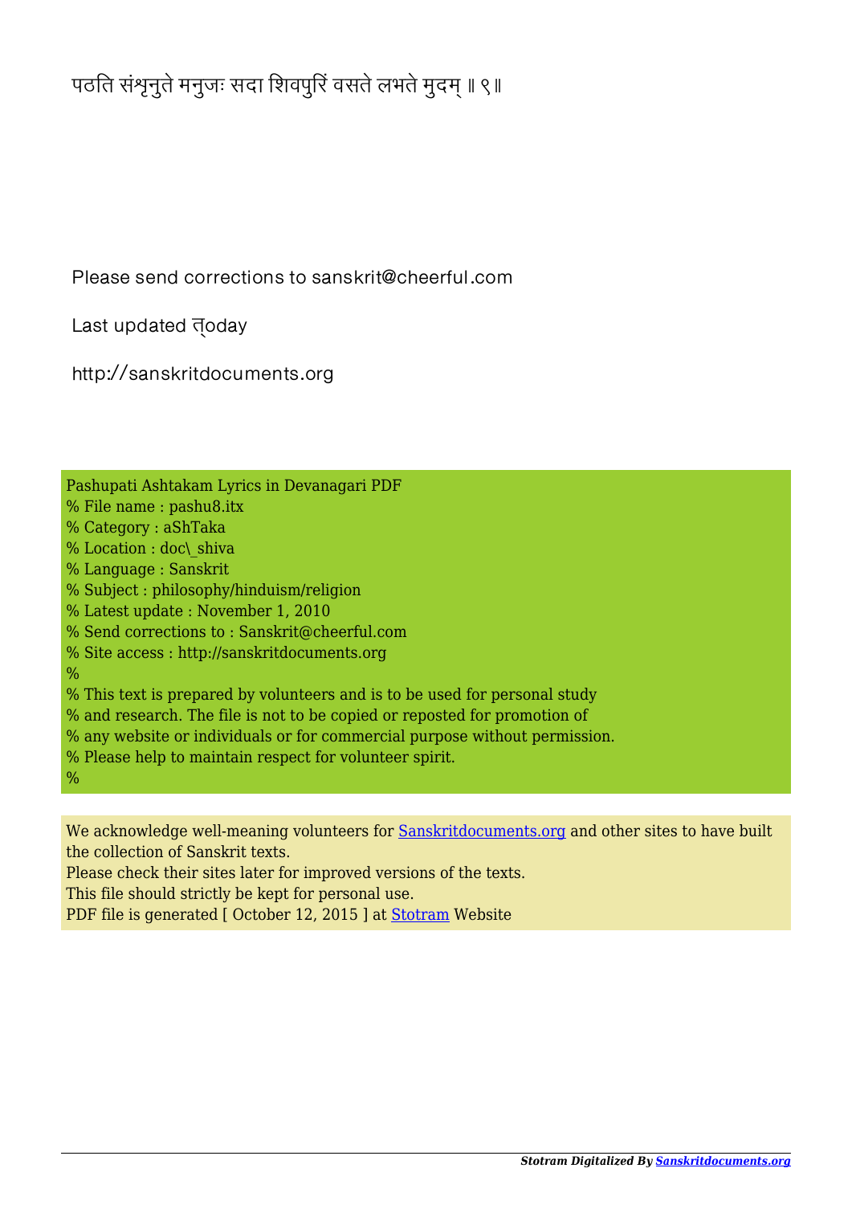पठति संश्रृनुते मनुजः सदा शिवपुरिं वसते लभते मुदम् ॥ ९॥

Please send corrections to sanskrit@cheerful.com

Last updated त्oday

http://sanskritdocuments.org

Pashupati Ashtakam Lyrics in Devanagari PDF
% File name : pashu8.itx
% Category : aShTaka
% Location : doc\_shiva
% Language : Sanskrit
% Subject : philosophy/hinduism/religion
% Latest update : November 1, 2010
% Send corrections to : Sanskrit@cheerful.com
% Site access : http://sanskritdocuments.org
%
% This text is prepared by volunteers and is to be used for personal study
% and research. The file is not to be copied or reposted for promotion of
% any website or individuals or for commercial purpose without permission.
% Please help to maintain respect for volunteer spirit.
%

We acknowledge well-meaning volunteers for Sanskritdocuments.org and other sites to have built the collection of Sanskrit texts.
Please check their sites later for improved versions of the texts.
This file should strictly be kept for personal use.
PDF file is generated [ October 12, 2015 ] at Stotram Website